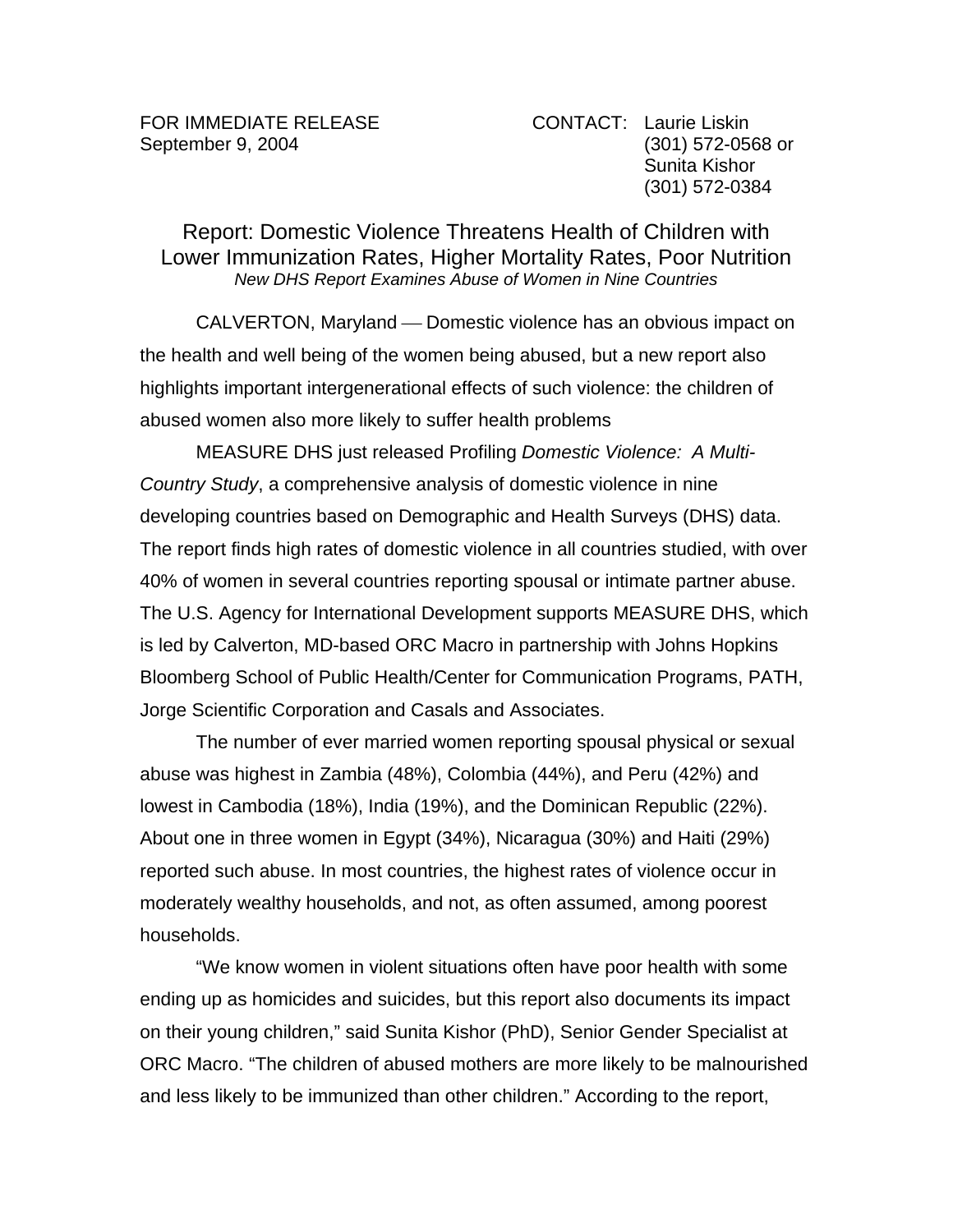FOR IMMEDIATE RELEASE
September 9, 2004

CONTACT: Laurie Liskin
(301) 572-0568 or
Sunita Kishor
(301) 572-0384

# Report: Domestic Violence Threatens Health of Children with Lower Immunization Rates, Higher Mortality Rates, Poor Nutrition

*New DHS Report Examines Abuse of Women in Nine Countries*

CALVERTON, Maryland — Domestic violence has an obvious impact on the health and well being of the women being abused, but a new report also highlights important intergenerational effects of such violence: the children of abused women also more likely to suffer health problems

MEASURE DHS just released Profiling *Domestic Violence: A Multi-Country Study*, a comprehensive analysis of domestic violence in nine developing countries based on Demographic and Health Surveys (DHS) data. The report finds high rates of domestic violence in all countries studied, with over 40% of women in several countries reporting spousal or intimate partner abuse. The U.S. Agency for International Development supports MEASURE DHS, which is led by Calverton, MD-based ORC Macro in partnership with Johns Hopkins Bloomberg School of Public Health/Center for Communication Programs, PATH, Jorge Scientific Corporation and Casals and Associates.

The number of ever married women reporting spousal physical or sexual abuse was highest in Zambia (48%), Colombia (44%), and Peru (42%) and lowest in Cambodia (18%), India (19%), and the Dominican Republic (22%). About one in three women in Egypt (34%), Nicaragua (30%) and Haiti (29%) reported such abuse. In most countries, the highest rates of violence occur in moderately wealthy households, and not, as often assumed, among poorest households.

"We know women in violent situations often have poor health with some ending up as homicides and suicides, but this report also documents its impact on their young children," said Sunita Kishor (PhD), Senior Gender Specialist at ORC Macro. "The children of abused mothers are more likely to be malnourished and less likely to be immunized than other children." According to the report,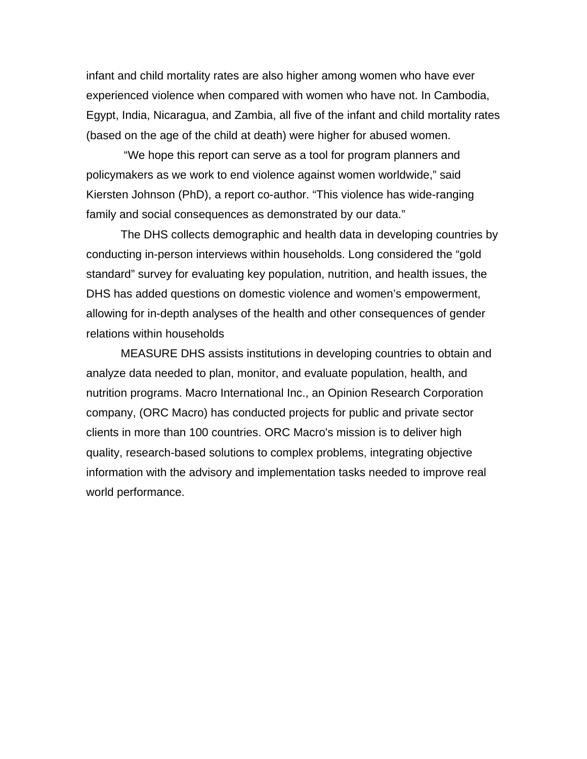infant and child mortality rates are also higher among women who have ever experienced violence when compared with women who have not. In Cambodia, Egypt, India, Nicaragua, and Zambia, all five of the infant and child mortality rates (based on the age of the child at death) were higher for abused women.

"We hope this report can serve as a tool for program planners and policymakers as we work to end violence against women worldwide," said Kiersten Johnson (PhD), a report co-author. "This violence has wide-ranging family and social consequences as demonstrated by our data."

The DHS collects demographic and health data in developing countries by conducting in-person interviews within households. Long considered the "gold standard" survey for evaluating key population, nutrition, and health issues, the DHS has added questions on domestic violence and women's empowerment, allowing for in-depth analyses of the health and other consequences of gender relations within households

MEASURE DHS assists institutions in developing countries to obtain and analyze data needed to plan, monitor, and evaluate population, health, and nutrition programs. Macro International Inc., an Opinion Research Corporation company, (ORC Macro) has conducted projects for public and private sector clients in more than 100 countries. ORC Macro's mission is to deliver high quality, research-based solutions to complex problems, integrating objective information with the advisory and implementation tasks needed to improve real world performance.